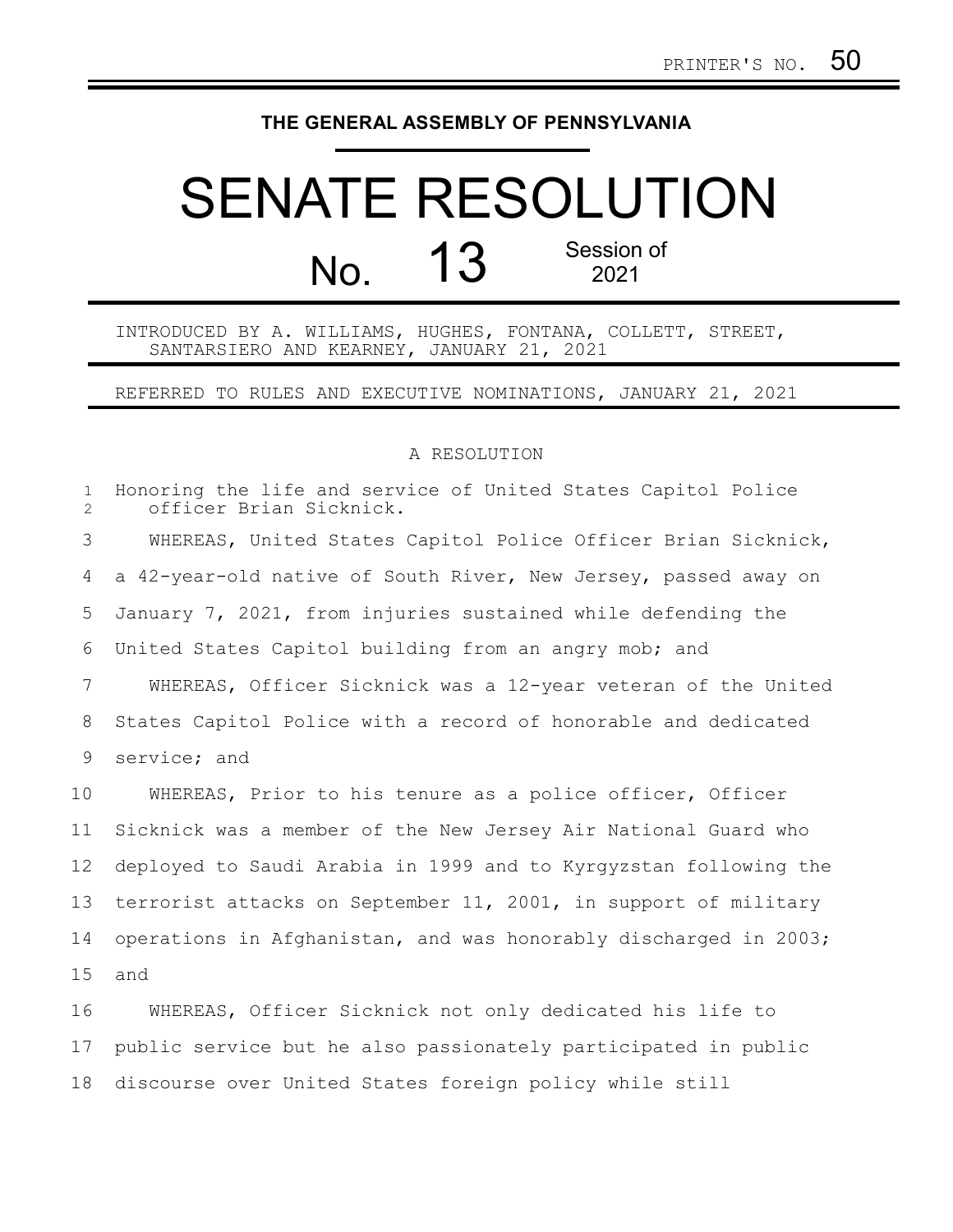PRINTER'S NO. 50

**THE GENERAL ASSEMBLY OF PENNSYLVANIA**

# SENATE RESOLUTION

## No. 13 Session of 2021

INTRODUCED BY A. WILLIAMS, HUGHES, FONTANA, COLLETT, STREET, SANTARSIERO AND KEARNEY, JANUARY 21, 2021

REFERRED TO RULES AND EXECUTIVE NOMINATIONS, JANUARY 21, 2021

A RESOLUTION

Honoring the life and service of United States Capitol Police officer Brian Sicknick.

WHEREAS, United States Capitol Police Officer Brian Sicknick, a 42-year-old native of South River, New Jersey, passed away on January 7, 2021, from injuries sustained while defending the United States Capitol building from an angry mob; and

WHEREAS, Officer Sicknick was a 12-year veteran of the United States Capitol Police with a record of honorable and dedicated service; and

WHEREAS, Prior to his tenure as a police officer, Officer Sicknick was a member of the New Jersey Air National Guard who deployed to Saudi Arabia in 1999 and to Kyrgyzstan following the terrorist attacks on September 11, 2001, in support of military operations in Afghanistan, and was honorably discharged in 2003; and

WHEREAS, Officer Sicknick not only dedicated his life to public service but he also passionately participated in public discourse over United States foreign policy while still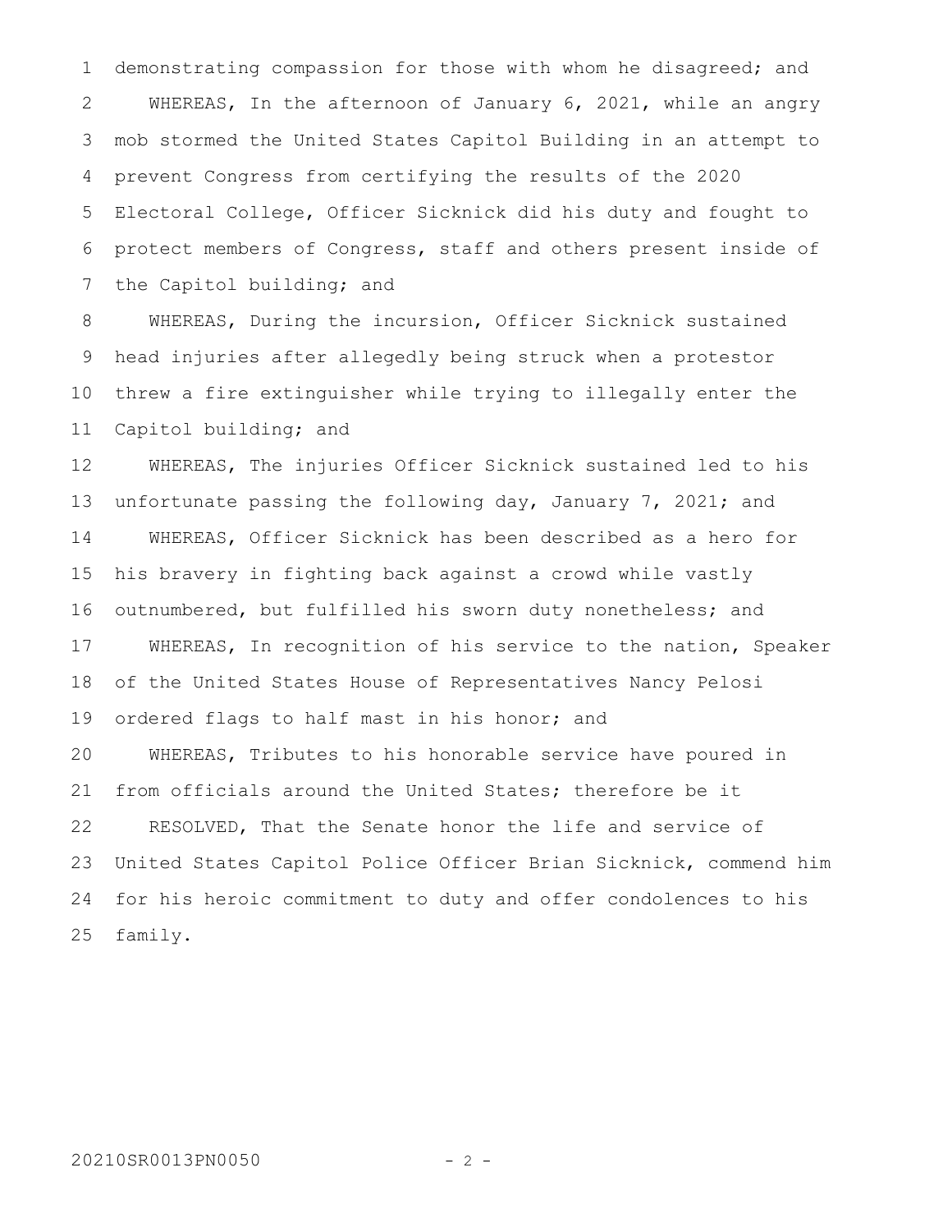demonstrating compassion for those with whom he disagreed; and

WHEREAS, In the afternoon of January 6, 2021, while an angry mob stormed the United States Capitol Building in an attempt to prevent Congress from certifying the results of the 2020 Electoral College, Officer Sicknick did his duty and fought to protect members of Congress, staff and others present inside of the Capitol building; and

WHEREAS, During the incursion, Officer Sicknick sustained head injuries after allegedly being struck when a protestor threw a fire extinguisher while trying to illegally enter the Capitol building; and

WHEREAS, The injuries Officer Sicknick sustained led to his unfortunate passing the following day, January 7, 2021; and

WHEREAS, Officer Sicknick has been described as a hero for his bravery in fighting back against a crowd while vastly outnumbered, but fulfilled his sworn duty nonetheless; and

WHEREAS, In recognition of his service to the nation, Speaker of the United States House of Representatives Nancy Pelosi ordered flags to half mast in his honor; and

WHEREAS, Tributes to his honorable service have poured in from officials around the United States; therefore be it

RESOLVED, That the Senate honor the life and service of United States Capitol Police Officer Brian Sicknick, commend him for his heroic commitment to duty and offer condolences to his family.

20210SR0013PN0050